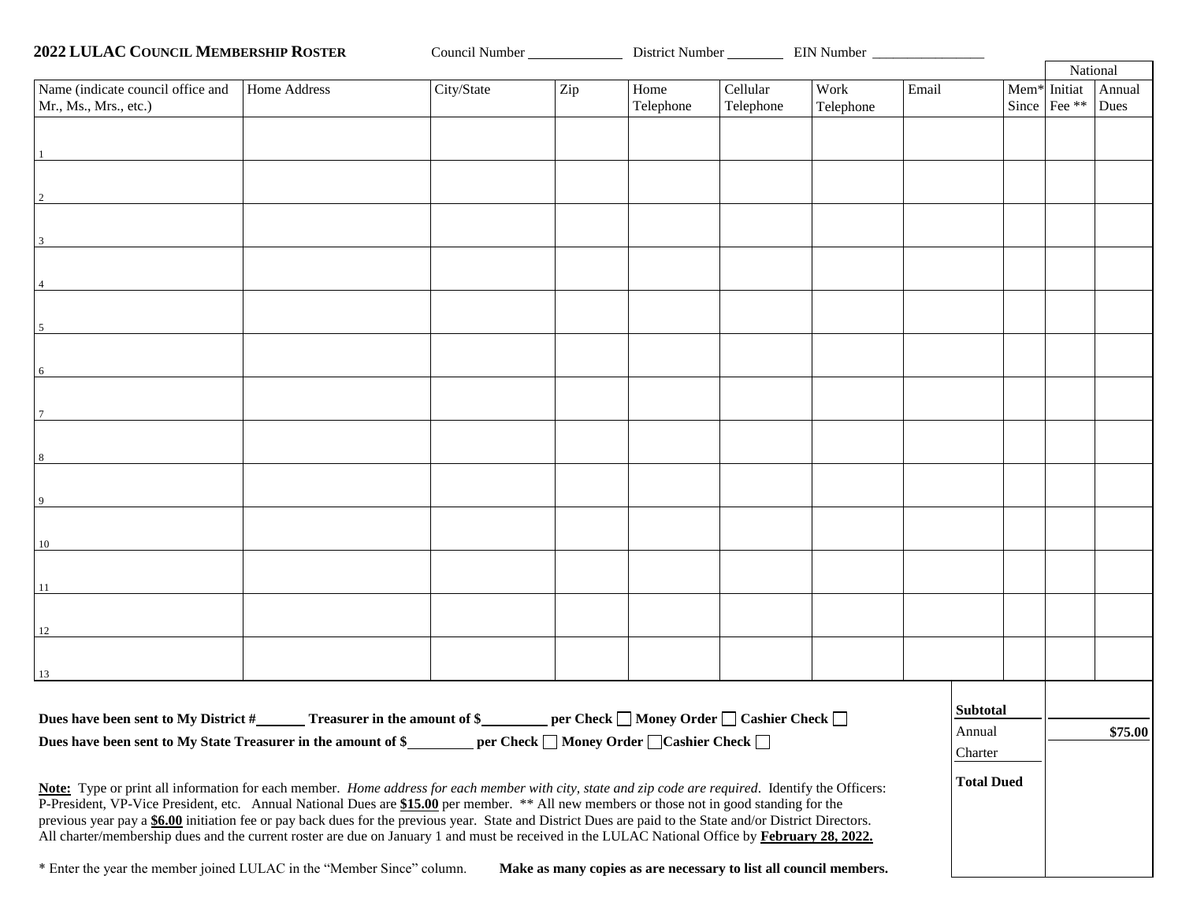**2022 LULAC COUNCIL MEMBERSHIP ROSTER** Council Number ____________ District Number ________ EIN Number ________________

| Name (indicate council office and Mr., Ms., Mrs., etc.) | Home Address | City/State | Zip | Home Telephone | Cellular Telephone | Work Telephone | Email | Mem* Since | National Initiat Fee ** | National Annual Dues |
|---|---|---|---|---|---|---|---|---|---|---|
| 1 | | | | | | | | | | |
| 2 | | | | | | | | | | |
| 3 | | | | | | | | | | |
| 4 | | | | | | | | | | |
| 5 | | | | | | | | | | |
| 6 | | | | | | | | | | |
| 7 | | | | | | | | | | |
| 8 | | | | | | | | | | |
| 9 | | | | | | | | | | |
| 10 | | | | | | | | | | |
| 11 | | | | | | | | | | |
| 12 | | | | | | | | | | |
| 13 | | | | | | | | | | |

**Dues have been sent to My District #______ Treasurer in the amount of $_________ per Check ☐ Money Order ☐ Cashier Check ☐**

**Dues have been sent to My State Treasurer in the amount of $_________ per Check ☐ Money Order ☐Cashier Check ☐**

| | |
|---|---|
| **Subtotal** | |
| Annual Charter | $75.00 |
| **Total Dued** | |

**Note:** Type or print all information for each member. *Home address for each member with city, state and zip code are required*. Identify the Officers: P-President, VP-Vice President, etc. Annual National Dues are **$15.00** per member. ** All new members or those not in good standing for the previous year pay a **$6.00** initiation fee or pay back dues for the previous year. State and District Dues are paid to the State and/or District Directors. All charter/membership dues and the current roster are due on January 1 and must be received in the LULAC National Office by **February 28, 2022.**

* Enter the year the member joined LULAC in the "Member Since" column. **Make as many copies as are necessary to list all council members.**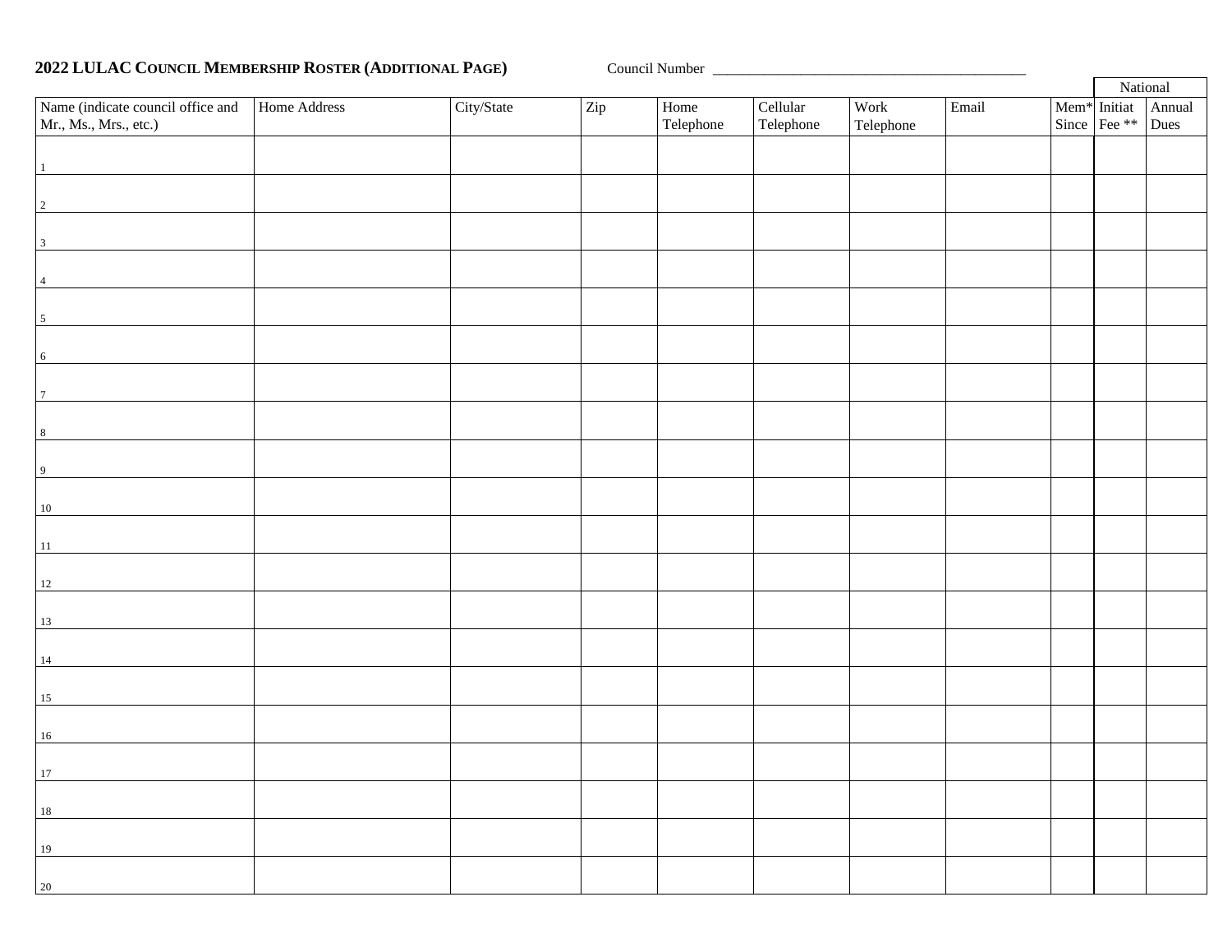**2022 LULAC COUNCIL MEMBERSHIP ROSTER (ADDITIONAL PAGE)** Council Number ___________________________________________

| | | | | | | | | | National | |
|---|---|---|---|---|---|---|---|---|---|---|
| Name (indicate council office and Mr., Ms., Mrs., etc.) | Home Address | City/State | Zip | Home Telephone | Cellular Telephone | Work Telephone | Email | Mem* Since | Initiat Fee ** | Annual Dues |
| 1 | | | | | | | | | | |
| 2 | | | | | | | | | | |
| 3 | | | | | | | | | | |
| 4 | | | | | | | | | | |
| 5 | | | | | | | | | | |
| 6 | | | | | | | | | | |
| 7 | | | | | | | | | | |
| 8 | | | | | | | | | | |
| 9 | | | | | | | | | | |
| 10 | | | | | | | | | | |
| 11 | | | | | | | | | | |
| 12 | | | | | | | | | | |
| 13 | | | | | | | | | | |
| 14 | | | | | | | | | | |
| 15 | | | | | | | | | | |
| 16 | | | | | | | | | | |
| 17 | | | | | | | | | | |
| 18 | | | | | | | | | | |
| 19 | | | | | | | | | | |
| 20 | | | | | | | | | | |